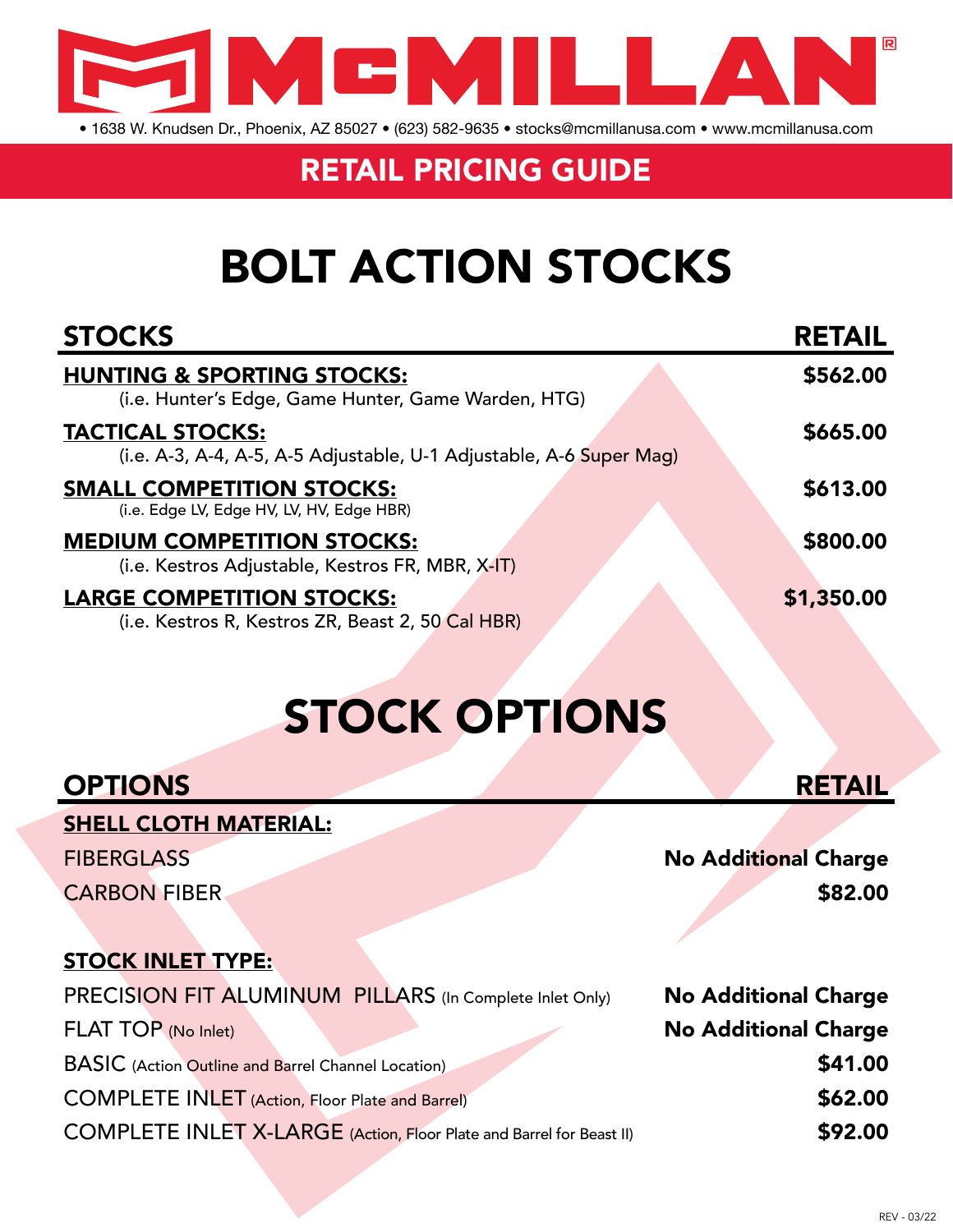# McMILLAN

• 1638 W. Knudsen Dr., Phoenix, AZ 85027 • (623) 582-9635 • stocks@mcmillanusa.com • www.mcmillanusa.com

## RETAIL PRICING GUIDE

# BOLT ACTION STOCKS

| STOCKS | RETAIL |
|---|---|
| **HUNTING & SPORTING STOCKS:** (i.e. Hunter's Edge, Game Hunter, Game Warden, HTG) | **$562.00** |
| **TACTICAL STOCKS:** (i.e. A-3, A-4, A-5, A-5 Adjustable, U-1 Adjustable, A-6 Super Mag) | **$665.00** |
| **SMALL COMPETITION STOCKS:** (i.e. Edge LV, Edge HV, LV, HV, Edge HBR) | **$613.00** |
| **MEDIUM COMPETITION STOCKS:** (i.e. Kestros Adjustable, Kestros FR, MBR, X-IT) | **$800.00** |
| **LARGE COMPETITION STOCKS:** (i.e. Kestros R, Kestros ZR, Beast 2, 50 Cal HBR) | **$1,350.00** |

# STOCK OPTIONS

| OPTIONS | RETAIL |
|---|---|
| **SHELL CLOTH MATERIAL:** | |
| FIBERGLASS | **No Additional Charge** |
| CARBON FIBER | **$82.00** |
| **STOCK INLET TYPE:** | |
| PRECISION FIT ALUMINUM PILLARS (In Complete Inlet Only) | **No Additional Charge** |
| FLAT TOP (No Inlet) | **No Additional Charge** |
| BASIC (Action Outline and Barrel Channel Location) | **$41.00** |
| COMPLETE INLET (Action, Floor Plate and Barrel) | **$62.00** |
| COMPLETE INLET X-LARGE (Action, Floor Plate and Barrel for Beast II) | **$92.00** |

REV - 03/22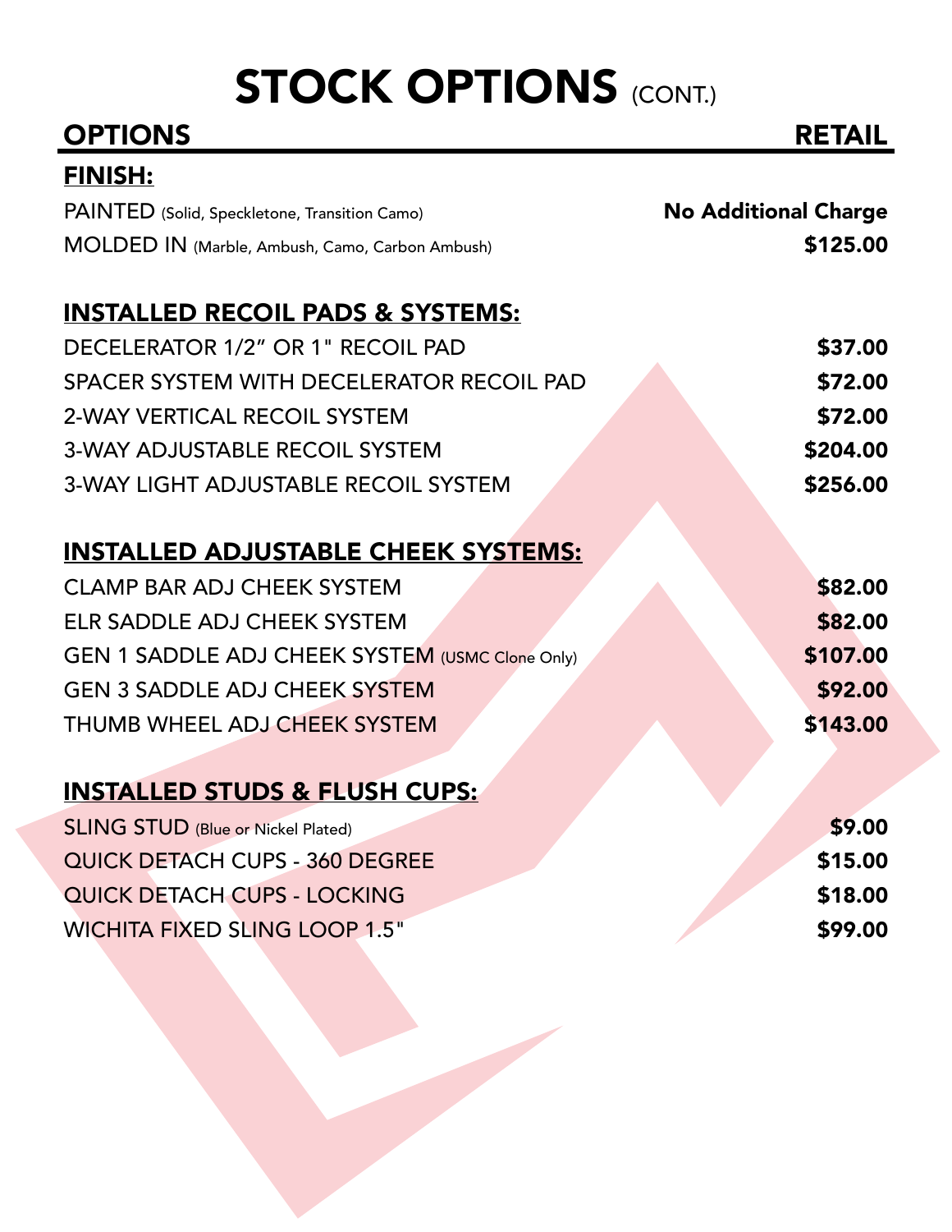# STOCK OPTIONS (CONT.)

| OPTIONS | RETAIL |
| --- | --- |
| **FINISH:** | |
| PAINTED (Solid, Speckletone, Transition Camo) | **No Additional Charge** |
| MOLDED IN (Marble, Ambush, Camo, Carbon Ambush) | **$125.00** |
| **INSTALLED RECOIL PADS & SYSTEMS:** | |
| DECELERATOR 1/2” OR 1" RECOIL PAD | **$37.00** |
| SPACER SYSTEM WITH DECELERATOR RECOIL PAD | **$72.00** |
| 2-WAY VERTICAL RECOIL SYSTEM | **$72.00** |
| 3-WAY ADJUSTABLE RECOIL SYSTEM | **$204.00** |
| 3-WAY LIGHT ADJUSTABLE RECOIL SYSTEM | **$256.00** |
| **INSTALLED ADJUSTABLE CHEEK SYSTEMS:** | |
| CLAMP BAR ADJ CHEEK SYSTEM | **$82.00** |
| ELR SADDLE ADJ CHEEK SYSTEM | **$82.00** |
| GEN 1 SADDLE ADJ CHEEK SYSTEM (USMC Clone Only) | **$107.00** |
| GEN 3 SADDLE ADJ CHEEK SYSTEM | **$92.00** |
| THUMB WHEEL ADJ CHEEK SYSTEM | **$143.00** |
| **INSTALLED STUDS & FLUSH CUPS:** | |
| SLING STUD (Blue or Nickel Plated) | **$9.00** |
| QUICK DETACH CUPS - 360 DEGREE | **$15.00** |
| QUICK DETACH CUPS - LOCKING | **$18.00** |
| WICHITA FIXED SLING LOOP 1.5" | **$99.00** |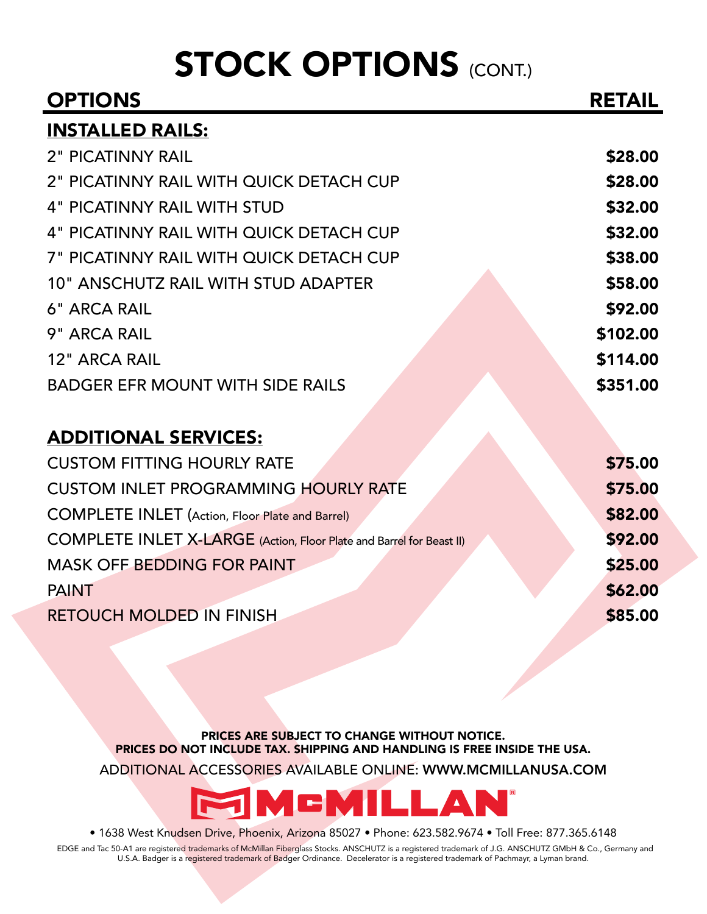# STOCK OPTIONS (CONT.)

| OPTIONS | RETAIL |
| --- | --- |
| **INSTALLED RAILS:** | |
| 2" PICATINNY RAIL | **$28.00** |
| 2" PICATINNY RAIL WITH QUICK DETACH CUP | **$28.00** |
| 4" PICATINNY RAIL WITH STUD | **$32.00** |
| 4" PICATINNY RAIL WITH QUICK DETACH CUP | **$32.00** |
| 7" PICATINNY RAIL WITH QUICK DETACH CUP | **$38.00** |
| 10" ANSCHUTZ RAIL WITH STUD ADAPTER | **$58.00** |
| 6" ARCA RAIL | **$92.00** |
| 9" ARCA RAIL | **$102.00** |
| 12" ARCA RAIL | **$114.00** |
| BADGER EFR MOUNT WITH SIDE RAILS | **$351.00** |
| **ADDITIONAL SERVICES:** | |
| CUSTOM FITTING HOURLY RATE | **$75.00** |
| CUSTOM INLET PROGRAMMING HOURLY RATE | **$75.00** |
| COMPLETE INLET (Action, Floor Plate and Barrel) | **$82.00** |
| COMPLETE INLET X-LARGE (Action, Floor Plate and Barrel for Beast II) | **$92.00** |
| MASK OFF BEDDING FOR PAINT | **$25.00** |
| PAINT | **$62.00** |
| RETOUCH MOLDED IN FINISH | **$85.00** |

**PRICES ARE SUBJECT TO CHANGE WITHOUT NOTICE.**
**PRICES DO NOT INCLUDE TAX. SHIPPING AND HANDLING IS FREE INSIDE THE USA.**

ADDITIONAL ACCESSORIES AVAILABLE ONLINE: **WWW.MCMILLANUSA.COM**

McMILLAN®

• 1638 West Knudsen Drive, Phoenix, Arizona 85027 • Phone: 623.582.9674 • Toll Free: 877.365.6148

EDGE and Tac 50-A1 are registered trademarks of McMillan Fiberglass Stocks. ANSCHUTZ is a registered trademark of J.G. ANSCHUTZ GMbH & Co., Germany and U.S.A. Badger is a registered trademark of Badger Ordinance. Decelerator is a registered trademark of Pachmayr, a Lyman brand.